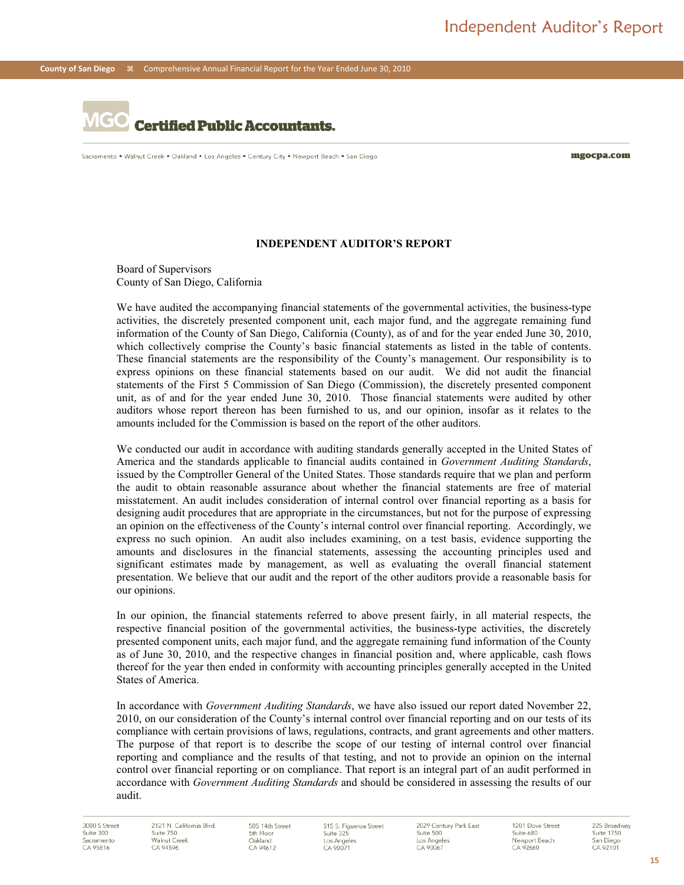MGO **Certified Public Accountants.**

Sacramento • Walnut Creek • Oakland • Los Angeles • Century City • Newport Beach • San Diego

**mgocpa.com**

## INDEPENDENT AUDITOR'S REPORT

Board of Supervisors
County of San Diego, California

We have audited the accompanying financial statements of the governmental activities, the business-type activities, the discretely presented component unit, each major fund, and the aggregate remaining fund information of the County of San Diego, California (County), as of and for the year ended June 30, 2010, which collectively comprise the County's basic financial statements as listed in the table of contents. These financial statements are the responsibility of the County's management. Our responsibility is to express opinions on these financial statements based on our audit. We did not audit the financial statements of the First 5 Commission of San Diego (Commission), the discretely presented component unit, as of and for the year ended June 30, 2010. Those financial statements were audited by other auditors whose report thereon has been furnished to us, and our opinion, insofar as it relates to the amounts included for the Commission is based on the report of the other auditors.

We conducted our audit in accordance with auditing standards generally accepted in the United States of America and the standards applicable to financial audits contained in *Government Auditing Standards*, issued by the Comptroller General of the United States. Those standards require that we plan and perform the audit to obtain reasonable assurance about whether the financial statements are free of material misstatement. An audit includes consideration of internal control over financial reporting as a basis for designing audit procedures that are appropriate in the circumstances, but not for the purpose of expressing an opinion on the effectiveness of the County's internal control over financial reporting. Accordingly, we express no such opinion. An audit also includes examining, on a test basis, evidence supporting the amounts and disclosures in the financial statements, assessing the accounting principles used and significant estimates made by management, as well as evaluating the overall financial statement presentation. We believe that our audit and the report of the other auditors provide a reasonable basis for our opinions.

In our opinion, the financial statements referred to above present fairly, in all material respects, the respective financial position of the governmental activities, the business-type activities, the discretely presented component units, each major fund, and the aggregate remaining fund information of the County as of June 30, 2010, and the respective changes in financial position and, where applicable, cash flows thereof for the year then ended in conformity with accounting principles generally accepted in the United States of America.

In accordance with *Government Auditing Standards*, we have also issued our report dated November 22, 2010, on our consideration of the County's internal control over financial reporting and on our tests of its compliance with certain provisions of laws, regulations, contracts, and grant agreements and other matters. The purpose of that report is to describe the scope of our testing of internal control over financial reporting and compliance and the results of that testing, and not to provide an opinion on the internal control over financial reporting or on compliance. That report is an integral part of an audit performed in accordance with *Government Auditing Standards* and should be considered in assessing the results of our audit.

3000 S Street, Suite 300, Sacramento, CA 95816 | 2121 N. California Blvd., Suite 750, Walnut Creek, CA 94596 | 505 14th Street, 5th Floor, Oakland, CA 94612 | 515 S. Figueroa Street, Suite 325, Los Angeles, CA 90071 | 2029 Century Park East, Suite 500, Los Angeles, CA 90067 | 1201 Dove Street, Suite 680, Newport Beach, CA 92660 | 225 Broadway, Suite 1750, San Diego, CA 92101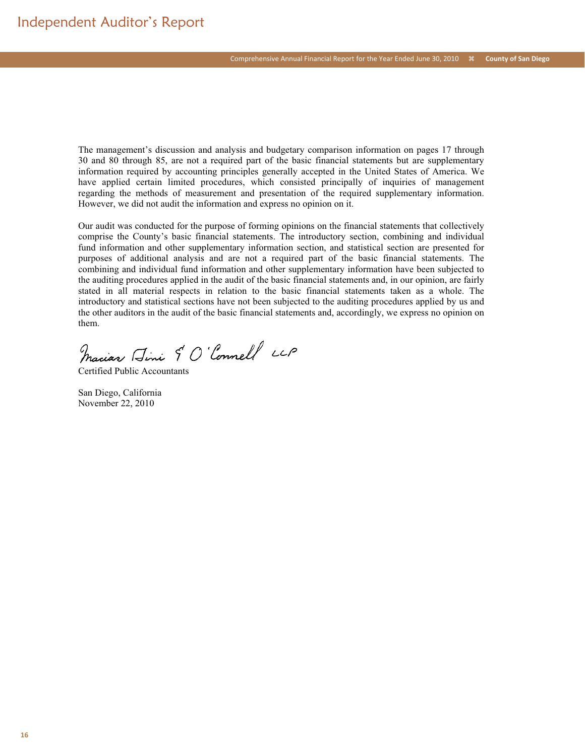# Independent Auditor's Report

The management's discussion and analysis and budgetary comparison information on pages 17 through 30 and 80 through 85, are not a required part of the basic financial statements but are supplementary information required by accounting principles generally accepted in the United States of America. We have applied certain limited procedures, which consisted principally of inquiries of management regarding the methods of measurement and presentation of the required supplementary information. However, we did not audit the information and express no opinion on it.

Our audit was conducted for the purpose of forming opinions on the financial statements that collectively comprise the County's basic financial statements. The introductory section, combining and individual fund information and other supplementary information section, and statistical section are presented for purposes of additional analysis and are not a required part of the basic financial statements. The combining and individual fund information and other supplementary information have been subjected to the auditing procedures applied in the audit of the basic financial statements and, in our opinion, are fairly stated in all material respects in relation to the basic financial statements taken as a whole. The introductory and statistical sections have not been subjected to the auditing procedures applied by us and the other auditors in the audit of the basic financial statements and, accordingly, we express no opinion on them.

Macias Gini & O'Connell LLP

Certified Public Accountants

San Diego, California
November 22, 2010